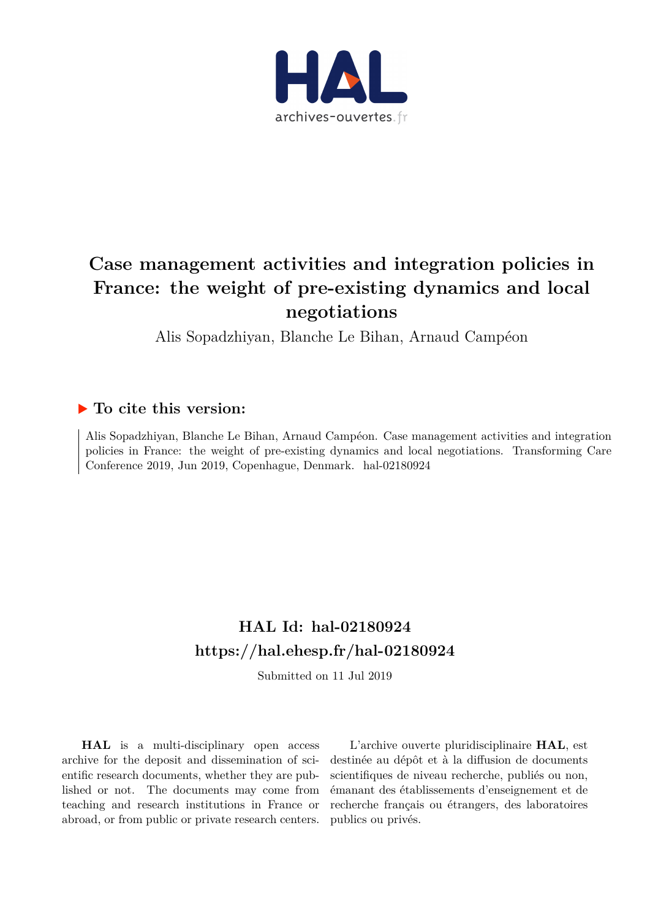# Case management activities and integration policies in France: the weight of pre-existing dynamics and local negotiations

Alis Sopadzhiyan, Blanche Le Bihan, Arnaud Campéon

## ▶ To cite this version:

Alis Sopadzhiyan, Blanche Le Bihan, Arnaud Campéon. Case management activities and integration policies in France: the weight of pre-existing dynamics and local negotiations. Transforming Care Conference 2019, Jun 2019, Copenhague, Denmark. hal-02180924

## HAL Id: hal-02180924
## https://hal.ehesp.fr/hal-02180924

Submitted on 11 Jul 2019

**HAL** is a multi-disciplinary open access archive for the deposit and dissemination of scientific research documents, whether they are published or not. The documents may come from teaching and research institutions in France or abroad, or from public or private research centers.

L'archive ouverte pluridisciplinaire **HAL**, est destinée au dépôt et à la diffusion de documents scientifiques de niveau recherche, publiés ou non, émanant des établissements d'enseignement et de recherche français ou étrangers, des laboratoires publics ou privés.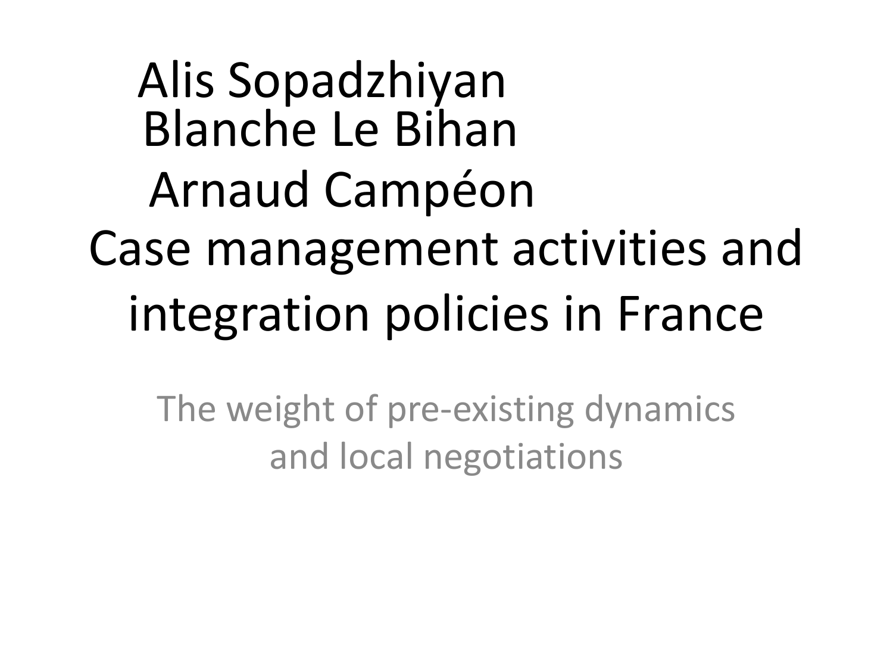# Alis Sopadzhiyan
# Blanche Le Bihan
# Arnaud Campéon

# Case management activities and integration policies in France

The weight of pre-existing dynamics and local negotiations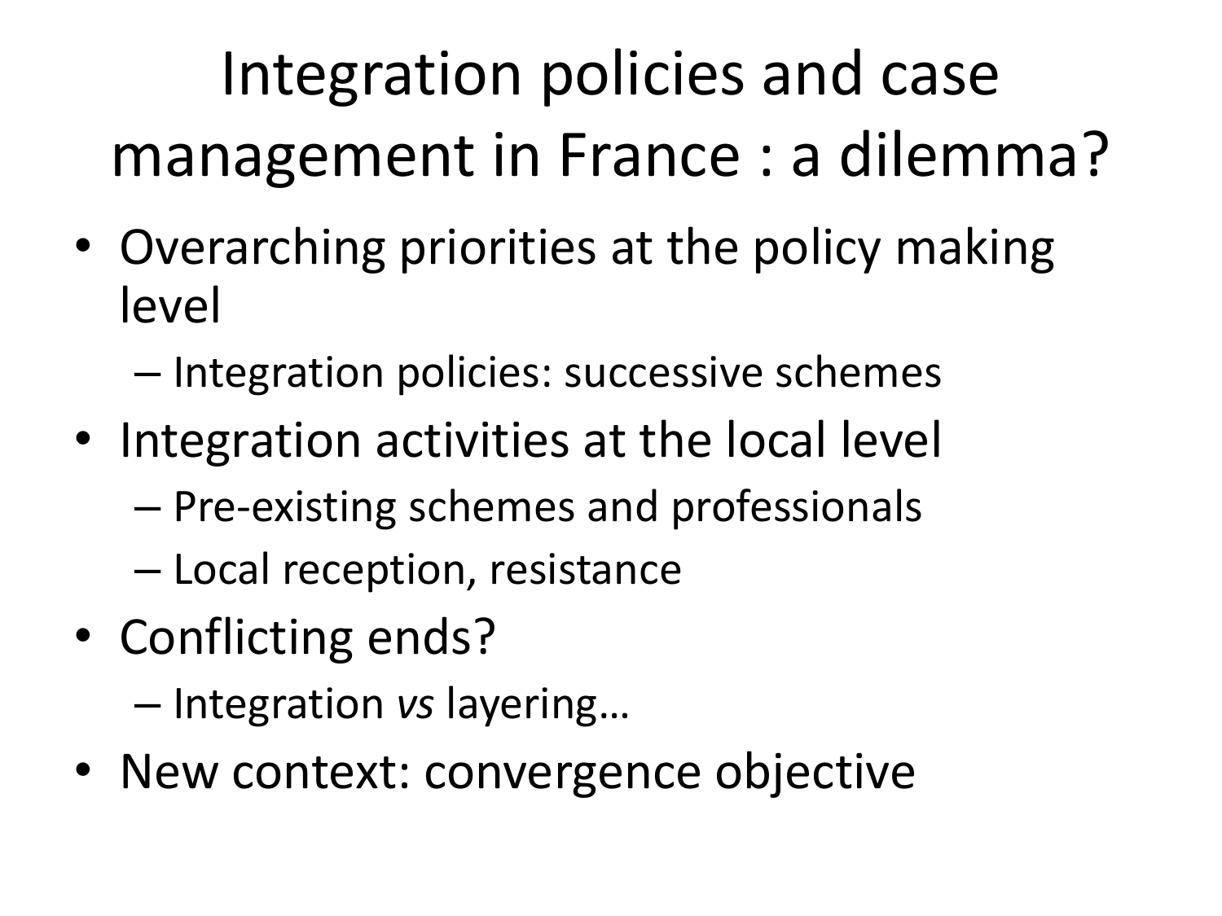# Integration policies and case management in France : a dilemma?

- Overarching priorities at the policy making level
  - Integration policies: successive schemes
- Integration activities at the local level
  - Pre-existing schemes and professionals
  - Local reception, resistance
- Conflicting ends?
  - Integration *vs* layering…
- New context: convergence objective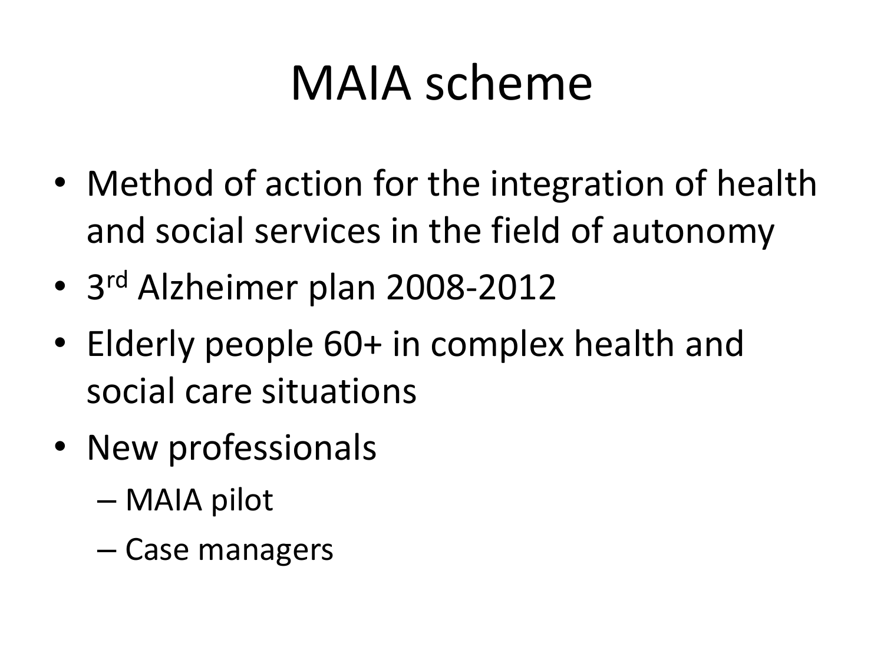# MAIA scheme

- Method of action for the integration of health and social services in the field of autonomy
- 3rd Alzheimer plan 2008-2012
- Elderly people 60+ in complex health and social care situations
- New professionals
  - MAIA pilot
  - Case managers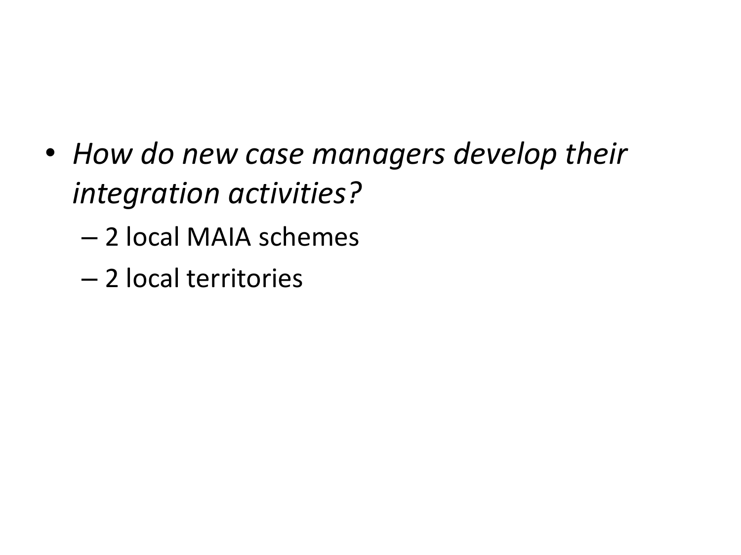- *How do new case managers develop their integration activities?*
  - 2 local MAIA schemes
  - 2 local territories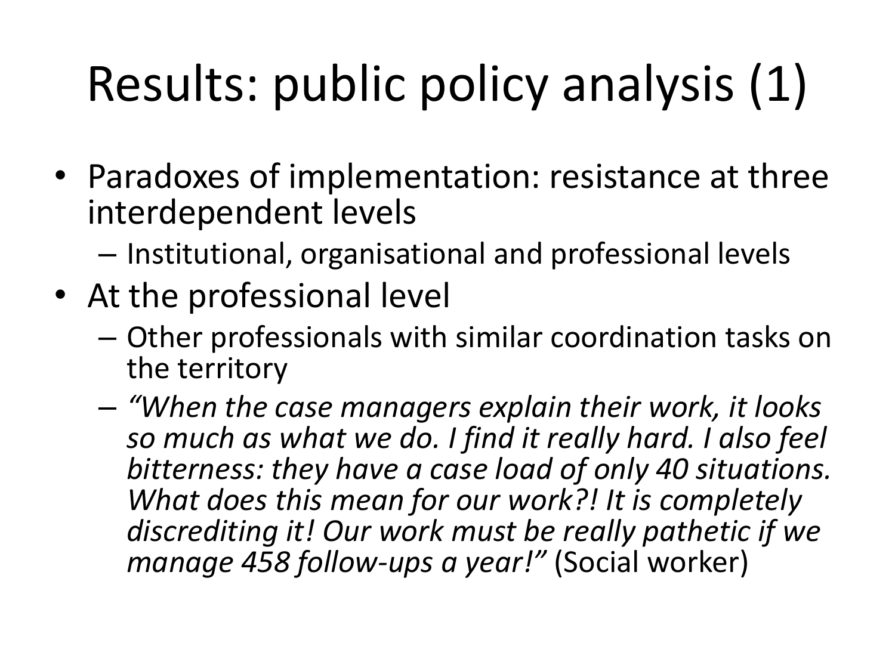# Results: public policy analysis (1)

- Paradoxes of implementation: resistance at three interdependent levels
  - Institutional, organisational and professional levels
- At the professional level
  - Other professionals with similar coordination tasks on the territory
  - *"When the case managers explain their work, it looks so much as what we do. I find it really hard. I also feel bitterness: they have a case load of only 40 situations. What does this mean for our work?! It is completely discrediting it! Our work must be really pathetic if we manage 458 follow-ups a year!"* (Social worker)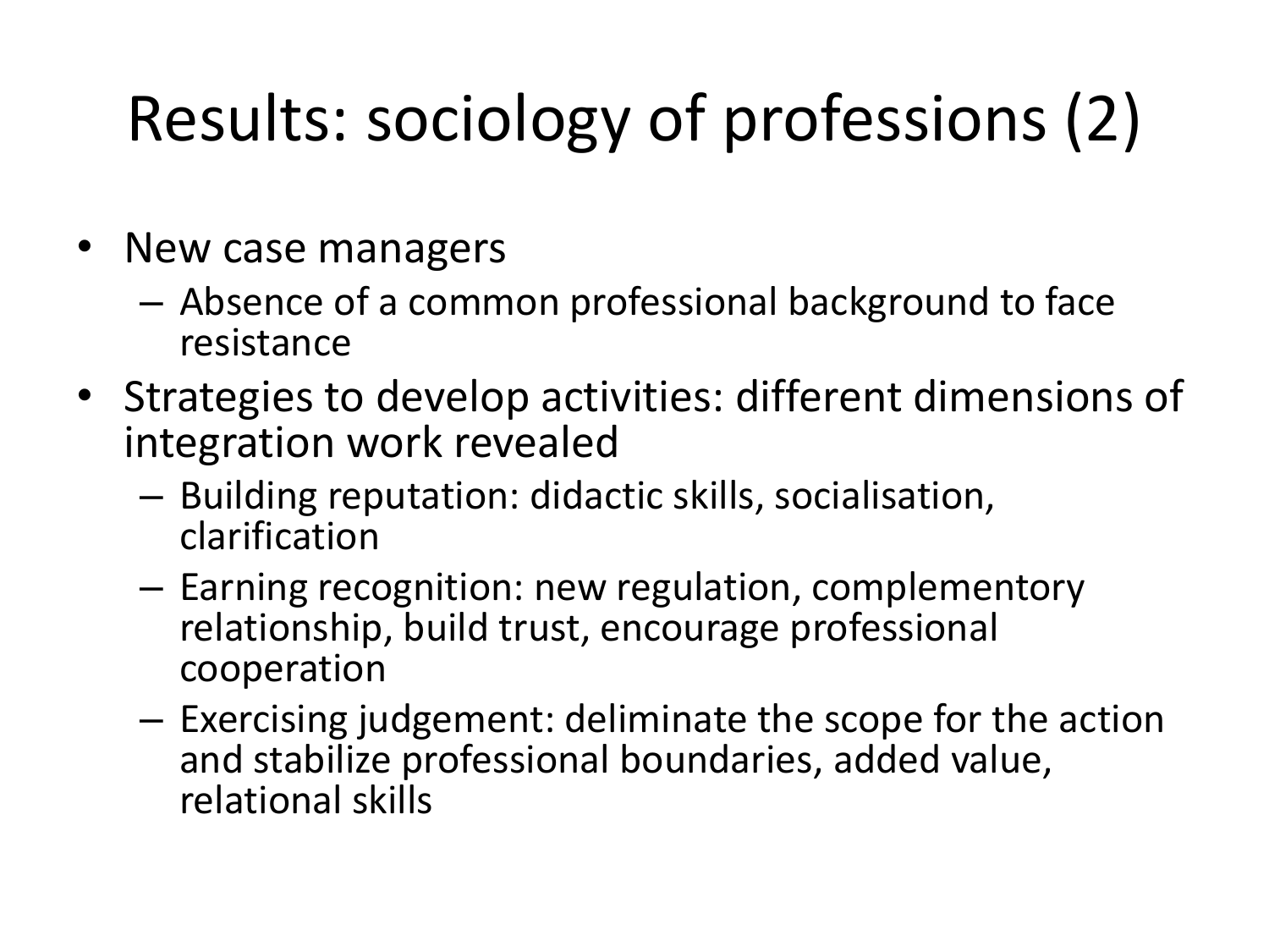# Results: sociology of professions (2)

- New case managers
  - Absence of a common professional background to face resistance
- Strategies to develop activities: different dimensions of integration work revealed
  - Building reputation: didactic skills, socialisation, clarification
  - Earning recognition: new regulation, complementory relationship, build trust, encourage professional cooperation
  - Exercising judgement: deliminate the scope for the action and stabilize professional boundaries, added value, relational skills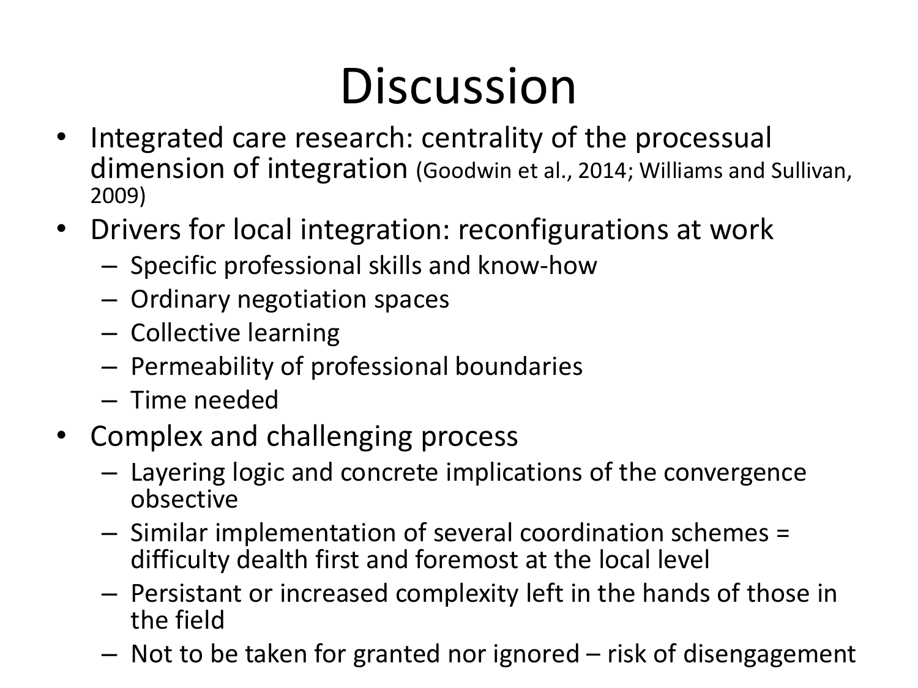# Discussion

- Integrated care research: centrality of the processual dimension of integration (Goodwin et al., 2014; Williams and Sullivan, 2009)
- Drivers for local integration: reconfigurations at work
  - Specific professional skills and know-how
  - Ordinary negotiation spaces
  - Collective learning
  - Permeability of professional boundaries
  - Time needed
- Complex and challenging process
  - Layering logic and concrete implications of the convergence objective
  - Similar implementation of several coordination schemes = difficulty dealth first and foremost at the local level
  - Persistant or increased complexity left in the hands of those in the field
  - Not to be taken for granted nor ignored – risk of disengagement